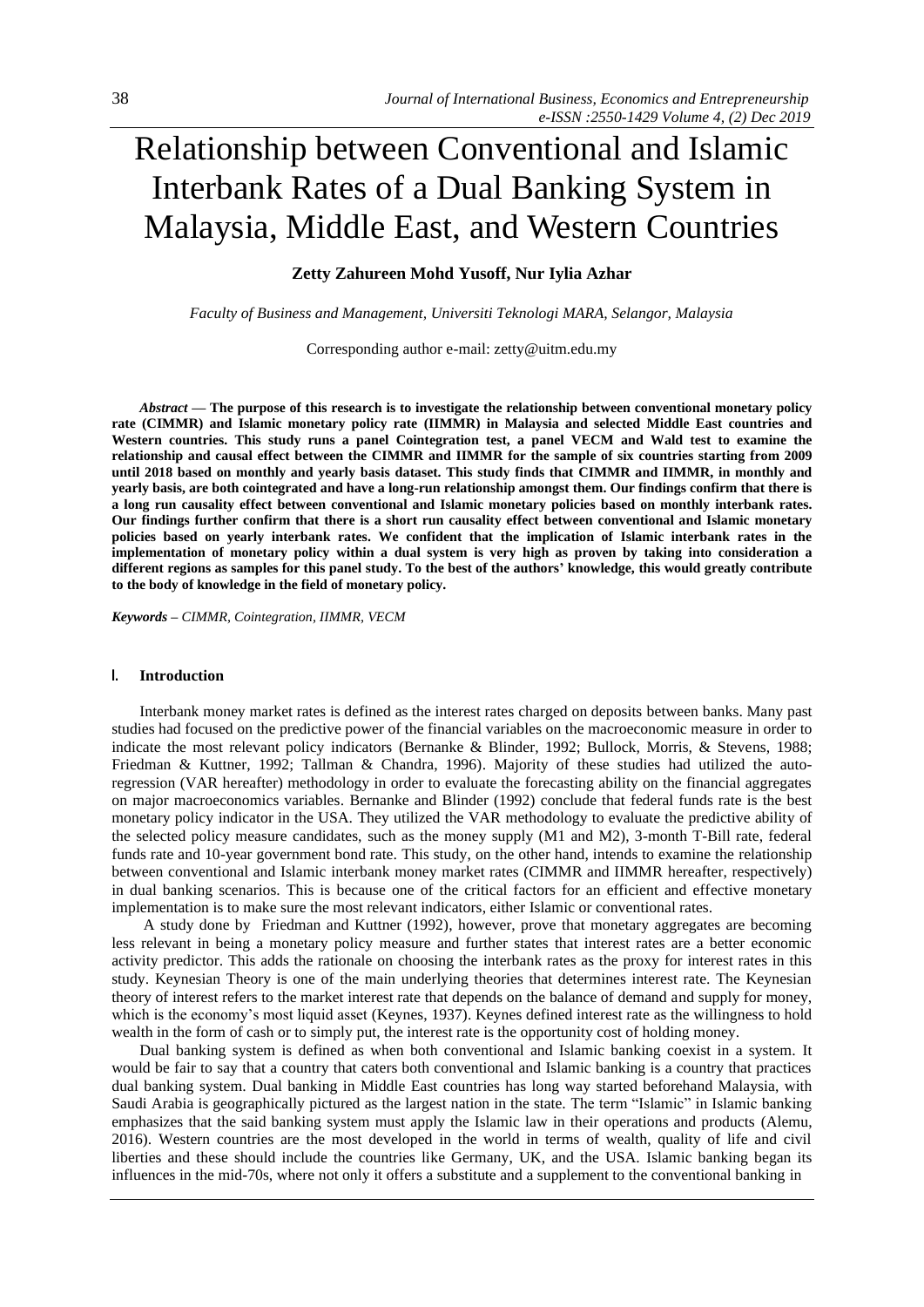# Relationship between Conventional and Islamic Interbank Rates of a Dual Banking System in Malaysia, Middle East, and Western Countries

**Zetty Zahureen Mohd Yusoff, Nur Iylia Azhar**

*Faculty of Business and Management, Universiti Teknologi MARA, Selangor, Malaysia*

Corresponding author e-mail: zetty@uitm.edu.my

***Abstract*** **— The purpose of this research is to investigate the relationship between conventional monetary policy rate (CIMMR) and Islamic monetary policy rate (IIMMR) in Malaysia and selected Middle East countries and Western countries. This study runs a panel Cointegration test, a panel VECM and Wald test to examine the relationship and causal effect between the CIMMR and IIMMR for the sample of six countries starting from 2009 until 2018 based on monthly and yearly basis dataset. This study finds that CIMMR and IIMMR, in monthly and yearly basis, are both cointegrated and have a long-run relationship amongst them. Our findings confirm that there is a long run causality effect between conventional and Islamic monetary policies based on monthly interbank rates. Our findings further confirm that there is a short run causality effect between conventional and Islamic monetary policies based on yearly interbank rates. We confident that the implication of Islamic interbank rates in the implementation of monetary policy within a dual system is very high as proven by taking into consideration a different regions as samples for this panel study. To the best of the authors' knowledge, this would greatly contribute to the body of knowledge in the field of monetary policy.**

***Keywords*** *– CIMMR, Cointegration, IIMMR, VECM*

## I. Introduction

Interbank money market rates is defined as the interest rates charged on deposits between banks. Many past studies had focused on the predictive power of the financial variables on the macroeconomic measure in order to indicate the most relevant policy indicators (Bernanke & Blinder, 1992; Bullock, Morris, & Stevens, 1988; Friedman & Kuttner, 1992; Tallman & Chandra, 1996). Majority of these studies had utilized the auto-regression (VAR hereafter) methodology in order to evaluate the forecasting ability on the financial aggregates on major macroeconomics variables. Bernanke and Blinder (1992) conclude that federal funds rate is the best monetary policy indicator in the USA. They utilized the VAR methodology to evaluate the predictive ability of the selected policy measure candidates, such as the money supply (M1 and M2), 3-month T-Bill rate, federal funds rate and 10-year government bond rate. This study, on the other hand, intends to examine the relationship between conventional and Islamic interbank money market rates (CIMMR and IIMMR hereafter, respectively) in dual banking scenarios. This is because one of the critical factors for an efficient and effective monetary implementation is to make sure the most relevant indicators, either Islamic or conventional rates.

A study done by Friedman and Kuttner (1992), however, prove that monetary aggregates are becoming less relevant in being a monetary policy measure and further states that interest rates are a better economic activity predictor. This adds the rationale on choosing the interbank rates as the proxy for interest rates in this study. Keynesian Theory is one of the main underlying theories that determines interest rate. The Keynesian theory of interest refers to the market interest rate that depends on the balance of demand and supply for money, which is the economy's most liquid asset (Keynes, 1937). Keynes defined interest rate as the willingness to hold wealth in the form of cash or to simply put, the interest rate is the opportunity cost of holding money.

Dual banking system is defined as when both conventional and Islamic banking coexist in a system. It would be fair to say that a country that caters both conventional and Islamic banking is a country that practices dual banking system. Dual banking in Middle East countries has long way started beforehand Malaysia, with Saudi Arabia is geographically pictured as the largest nation in the state. The term "Islamic" in Islamic banking emphasizes that the said banking system must apply the Islamic law in their operations and products (Alemu, 2016). Western countries are the most developed in the world in terms of wealth, quality of life and civil liberties and these should include the countries like Germany, UK, and the USA. Islamic banking began its influences in the mid-70s, where not only it offers a substitute and a supplement to the conventional banking in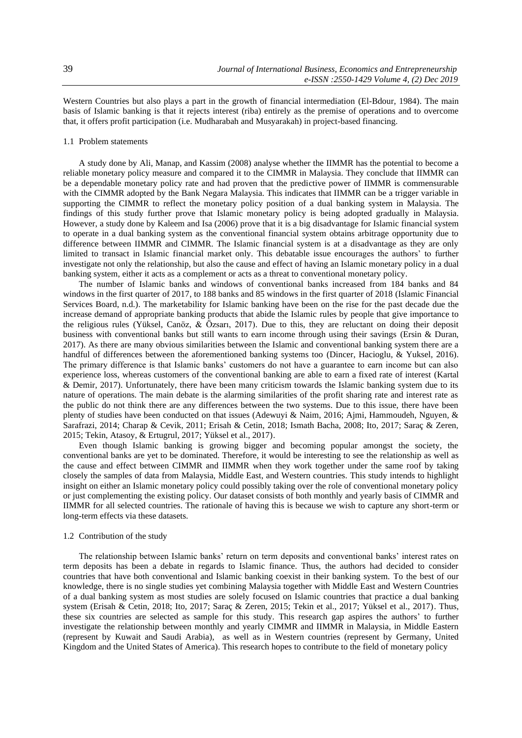Western Countries but also plays a part in the growth of financial intermediation (El-Bdour, 1984). The main basis of Islamic banking is that it rejects interest (riba) entirely as the premise of operations and to overcome that, it offers profit participation (i.e. Mudharabah and Musyarakah) in project-based financing.

### 1.1 Problem statements

A study done by Ali, Manap, and Kassim (2008) analyse whether the IIMMR has the potential to become a reliable monetary policy measure and compared it to the CIMMR in Malaysia. They conclude that IIMMR can be a dependable monetary policy rate and had proven that the predictive power of IIMMR is commensurable with the CIMMR adopted by the Bank Negara Malaysia. This indicates that IIMMR can be a trigger variable in supporting the CIMMR to reflect the monetary policy position of a dual banking system in Malaysia. The findings of this study further prove that Islamic monetary policy is being adopted gradually in Malaysia. However, a study done by Kaleem and Isa (2006) prove that it is a big disadvantage for Islamic financial system to operate in a dual banking system as the conventional financial system obtains arbitrage opportunity due to difference between IIMMR and CIMMR. The Islamic financial system is at a disadvantage as they are only limited to transact in Islamic financial market only. This debatable issue encourages the authors' to further investigate not only the relationship, but also the cause and effect of having an Islamic monetary policy in a dual banking system, either it acts as a complement or acts as a threat to conventional monetary policy.

The number of Islamic banks and windows of conventional banks increased from 184 banks and 84 windows in the first quarter of 2017, to 188 banks and 85 windows in the first quarter of 2018 (Islamic Financial Services Board, n.d.). The marketability for Islamic banking have been on the rise for the past decade due the increase demand of appropriate banking products that abide the Islamic rules by people that give importance to the religious rules (Yüksel, Canöz, & Özsarı, 2017). Due to this, they are reluctant on doing their deposit business with conventional banks but still wants to earn income through using their savings (Ersin & Duran, 2017). As there are many obvious similarities between the Islamic and conventional banking system there are a handful of differences between the aforementioned banking systems too (Dincer, Hacioglu, & Yuksel, 2016). The primary difference is that Islamic banks' customers do not have a guarantee to earn income but can also experience loss, whereas customers of the conventional banking are able to earn a fixed rate of interest (Kartal & Demir, 2017). Unfortunately, there have been many criticism towards the Islamic banking system due to its nature of operations. The main debate is the alarming similarities of the profit sharing rate and interest rate as the public do not think there are any differences between the two systems. Due to this issue, there have been plenty of studies have been conducted on that issues (Adewuyi & Naim, 2016; Ajmi, Hammoudeh, Nguyen, & Sarafrazi, 2014; Charap & Cevik, 2011; Erisah & Cetin, 2018; Ismath Bacha, 2008; Ito, 2017; Saraç & Zeren, 2015; Tekin, Atasoy, & Ertugrul, 2017; Yüksel et al., 2017).

Even though Islamic banking is growing bigger and becoming popular amongst the society, the conventional banks are yet to be dominated. Therefore, it would be interesting to see the relationship as well as the cause and effect between CIMMR and IIMMR when they work together under the same roof by taking closely the samples of data from Malaysia, Middle East, and Western countries. This study intends to highlight insight on either an Islamic monetary policy could possibly taking over the role of conventional monetary policy or just complementing the existing policy. Our dataset consists of both monthly and yearly basis of CIMMR and IIMMR for all selected countries. The rationale of having this is because we wish to capture any short-term or long-term effects via these datasets.

### 1.2 Contribution of the study

The relationship between Islamic banks' return on term deposits and conventional banks' interest rates on term deposits has been a debate in regards to Islamic finance. Thus, the authors had decided to consider countries that have both conventional and Islamic banking coexist in their banking system. To the best of our knowledge, there is no single studies yet combining Malaysia together with Middle East and Western Countries of a dual banking system as most studies are solely focused on Islamic countries that practice a dual banking system (Erisah & Cetin, 2018; Ito, 2017; Saraç & Zeren, 2015; Tekin et al., 2017; Yüksel et al., 2017). Thus, these six countries are selected as sample for this study. This research gap aspires the authors' to further investigate the relationship between monthly and yearly CIMMR and IIMMR in Malaysia, in Middle Eastern (represent by Kuwait and Saudi Arabia), as well as in Western countries (represent by Germany, United Kingdom and the United States of America). This research hopes to contribute to the field of monetary policy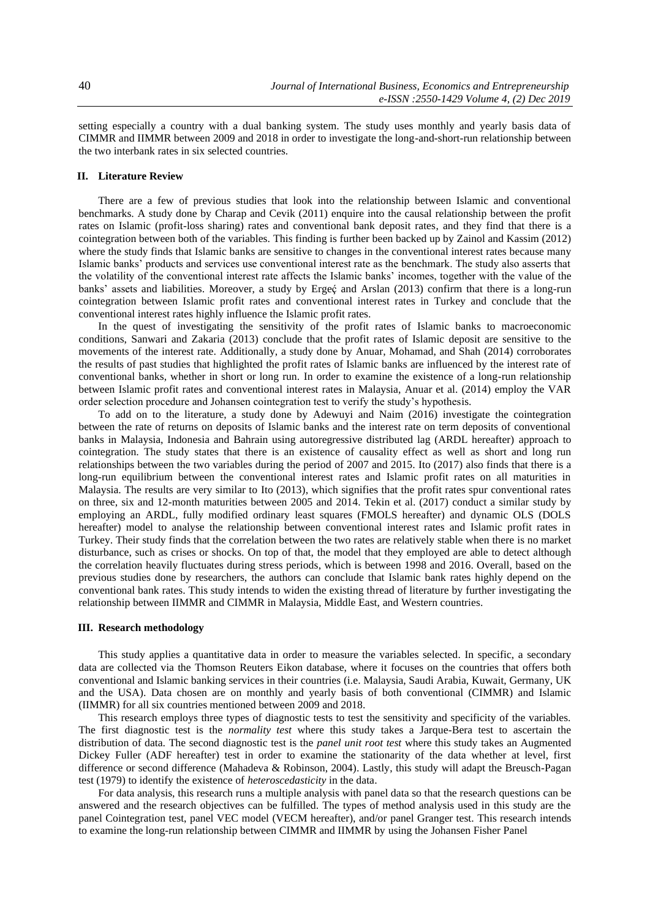setting especially a country with a dual banking system. The study uses monthly and yearly basis data of CIMMR and IIMMR between 2009 and 2018 in order to investigate the long-and-short-run relationship between the two interbank rates in six selected countries.

## II. Literature Review

There are a few of previous studies that look into the relationship between Islamic and conventional benchmarks. A study done by Charap and Cevik (2011) enquire into the causal relationship between the profit rates on Islamic (profit-loss sharing) rates and conventional bank deposit rates, and they find that there is a cointegration between both of the variables. This finding is further been backed up by Zainol and Kassim (2012) where the study finds that Islamic banks are sensitive to changes in the conventional interest rates because many Islamic banks' products and services use conventional interest rate as the benchmark. The study also asserts that the volatility of the conventional interest rate affects the Islamic banks' incomes, together with the value of the banks' assets and liabilities. Moreover, a study by Ergeç and Arslan (2013) confirm that there is a long-run cointegration between Islamic profit rates and conventional interest rates in Turkey and conclude that the conventional interest rates highly influence the Islamic profit rates.

In the quest of investigating the sensitivity of the profit rates of Islamic banks to macroeconomic conditions, Sanwari and Zakaria (2013) conclude that the profit rates of Islamic deposit are sensitive to the movements of the interest rate. Additionally, a study done by Anuar, Mohamad, and Shah (2014) corroborates the results of past studies that highlighted the profit rates of Islamic banks are influenced by the interest rate of conventional banks, whether in short or long run. In order to examine the existence of a long-run relationship between Islamic profit rates and conventional interest rates in Malaysia, Anuar et al. (2014) employ the VAR order selection procedure and Johansen cointegration test to verify the study's hypothesis.

To add on to the literature, a study done by Adewuyi and Naim (2016) investigate the cointegration between the rate of returns on deposits of Islamic banks and the interest rate on term deposits of conventional banks in Malaysia, Indonesia and Bahrain using autoregressive distributed lag (ARDL hereafter) approach to cointegration. The study states that there is an existence of causality effect as well as short and long run relationships between the two variables during the period of 2007 and 2015. Ito (2017) also finds that there is a long-run equilibrium between the conventional interest rates and Islamic profit rates on all maturities in Malaysia. The results are very similar to Ito (2013), which signifies that the profit rates spur conventional rates on three, six and 12-month maturities between 2005 and 2014. Tekin et al. (2017) conduct a similar study by employing an ARDL, fully modified ordinary least squares (FMOLS hereafter) and dynamic OLS (DOLS hereafter) model to analyse the relationship between conventional interest rates and Islamic profit rates in Turkey. Their study finds that the correlation between the two rates are relatively stable when there is no market disturbance, such as crises or shocks. On top of that, the model that they employed are able to detect although the correlation heavily fluctuates during stress periods, which is between 1998 and 2016. Overall, based on the previous studies done by researchers, the authors can conclude that Islamic bank rates highly depend on the conventional bank rates. This study intends to widen the existing thread of literature by further investigating the relationship between IIMMR and CIMMR in Malaysia, Middle East, and Western countries.

## III. Research methodology

This study applies a quantitative data in order to measure the variables selected. In specific, a secondary data are collected via the Thomson Reuters Eikon database, where it focuses on the countries that offers both conventional and Islamic banking services in their countries (i.e. Malaysia, Saudi Arabia, Kuwait, Germany, UK and the USA). Data chosen are on monthly and yearly basis of both conventional (CIMMR) and Islamic (IIMMR) for all six countries mentioned between 2009 and 2018.

This research employs three types of diagnostic tests to test the sensitivity and specificity of the variables. The first diagnostic test is the *normality test* where this study takes a Jarque-Bera test to ascertain the distribution of data. The second diagnostic test is the *panel unit root test* where this study takes an Augmented Dickey Fuller (ADF hereafter) test in order to examine the stationarity of the data whether at level, first difference or second difference (Mahadeva & Robinson, 2004). Lastly, this study will adapt the Breusch-Pagan test (1979) to identify the existence of *heteroscedasticity* in the data.

For data analysis, this research runs a multiple analysis with panel data so that the research questions can be answered and the research objectives can be fulfilled. The types of method analysis used in this study are the panel Cointegration test, panel VEC model (VECM hereafter), and/or panel Granger test. This research intends to examine the long-run relationship between CIMMR and IIMMR by using the Johansen Fisher Panel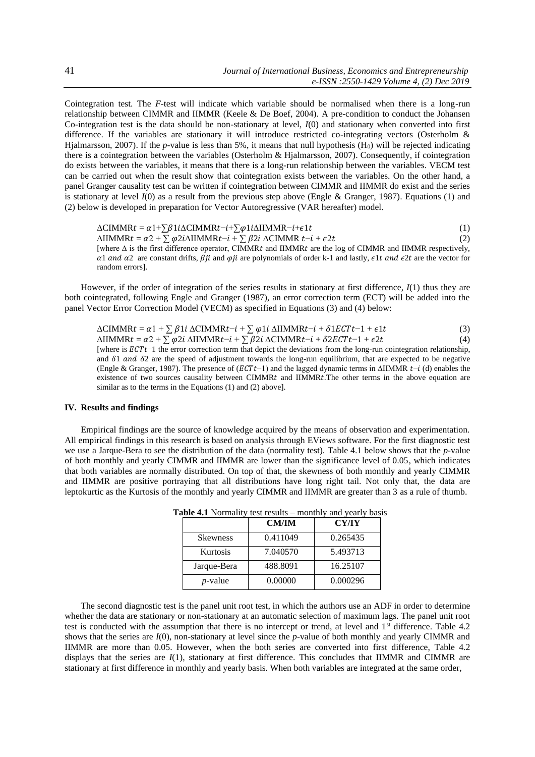Cointegration test. The *F*-test will indicate which variable should be normalised when there is a long-run relationship between CIMMR and IIMMR (Keele & De Boef, 2004). A pre-condition to conduct the Johansen Co-integration test is the data should be non-stationary at level, *I*(0) and stationary when converted into first difference. If the variables are stationary it will introduce restricted co-integrating vectors (Osterholm & Hjalmarsson, 2007). If the *p*-value is less than 5%, it means that null hypothesis ($H_0$) will be rejected indicating there is a cointegration between the variables (Osterholm & Hjalmarsson, 2007). Consequently, if cointegration do exists between the variables, it means that there is a long-run relationship between the variables. VECM test can be carried out when the result show that cointegration exists between the variables. On the other hand, a panel Granger causality test can be written if cointegration between CIMMR and IIMMR do exist and the series is stationary at level *I*(0) as a result from the previous step above (Engle & Granger, 1987). Equations (1) and (2) below is developed in preparation for Vector Autoregressive (VAR hereafter) model.

$$\Delta CIMMR t = \alpha 1 + \sum \beta 1 i \Delta CIMMR t-i + \sum \varphi 1 i \Delta IIMMR - i + \epsilon 1 t \quad (1)$$

$$\Delta IIMMR t = \alpha 2 + \sum \varphi 2 i \Delta IIMMR t-i + \sum \beta 2 i \ \Delta CIMMR \ t-i + \epsilon 2 t \quad (2)$$

[where $\Delta$ is the first difference operator, CIMMR$t$ and IIMMR$t$ are the log of CIMMR and IIMMR respectively, $\alpha 1$ *and* $\alpha 2$ are constant drifts, $\beta ji$ and $\varphi ji$ are polynomials of order k-1 and lastly, $\epsilon 1t$ *and* $\epsilon 2t$ are the vector for random errors].

However, if the order of integration of the series results in stationary at first difference, *I*(1) thus they are both cointegrated, following Engle and Granger (1987), an error correction term (ECT) will be added into the panel Vector Error Correction Model (VECM) as specified in Equations (3) and (4) below:

$$\Delta CIMMR t = \alpha 1 + \sum \beta 1 i \ \Delta CIMMR t-i + \sum \varphi 1 i \ \Delta IIMMR t-i + \delta 1 ECT t-1 + \epsilon 1 t \quad (3)$$

$$\Delta IIMMR t = \alpha 2 + \sum \varphi 2 i \ \Delta IIMMR t-i + \sum \beta 2 i \ \Delta CIMMR t-i + \delta 2 ECT t-1 + \epsilon 2 t \quad (4)$$

[where is $ECTt$−1 the error correction term that depict the deviations from the long-run cointegration relationship, and $\delta 1$ *and* $\delta 2$ are the speed of adjustment towards the long-run equilibrium, that are expected to be negative (Engle & Granger, 1987). The presence of ($ECTt$−1) and the lagged dynamic terms in ΔIIMMR $t-i$ (d) enables the existence of two sources causality between CIMMR$t$ and IIMMR$t$.The other terms in the above equation are similar as to the terms in the Equations (1) and (2) above].

## IV. Results and findings

Empirical findings are the source of knowledge acquired by the means of observation and experimentation. All empirical findings in this research is based on analysis through EViews software. For the first diagnostic test we use a Jarque-Bera to see the distribution of the data (normality test). Table 4.1 below shows that the *p*-value of both monthly and yearly CIMMR and IIMMR are lower than the significance level of 0.05, which indicates that both variables are normally distributed. On top of that, the skewness of both monthly and yearly CIMMR and IIMMR are positive portraying that all distributions have long right tail. Not only that, the data are leptokurtic as the Kurtosis of the monthly and yearly CIMMR and IIMMR are greater than 3 as a rule of thumb.

**Table 4.1** Normality test results – monthly and yearly basis

| | **CM/IM** | **CY/IY** |
|---|---|---|
| Skewness | 0.411049 | 0.265435 |
| Kurtosis | 7.040570 | 5.493713 |
| Jarque-Bera | 488.8091 | 16.25107 |
| *p*-value | 0.00000 | 0.000296 |

The second diagnostic test is the panel unit root test, in which the authors use an ADF in order to determine whether the data are stationary or non-stationary at an automatic selection of maximum lags. The panel unit root test is conducted with the assumption that there is no intercept or trend, at level and 1st difference. Table 4.2 shows that the series are *I*(0), non-stationary at level since the *p*-value of both monthly and yearly CIMMR and IIMMR are more than 0.05. However, when the both series are converted into first difference, Table 4.2 displays that the series are *I*(1), stationary at first difference. This concludes that IIMMR and CIMMR are stationary at first difference in monthly and yearly basis. When both variables are integrated at the same order,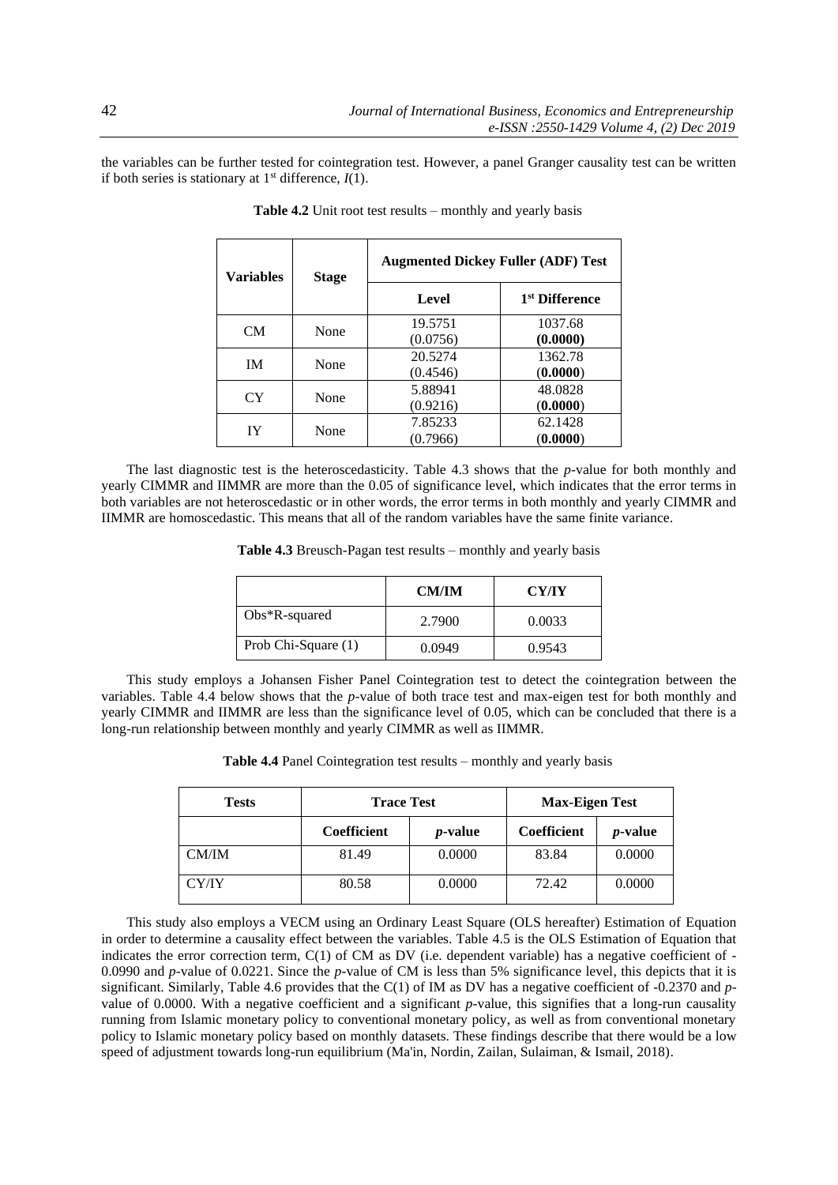the variables can be further tested for cointegration test. However, a panel Granger causality test can be written if both series is stationary at $1^{st}$ difference, *I*(1).

**Table 4.2** Unit root test results – monthly and yearly basis

| Variables | Stage | Augmented Dickey Fuller (ADF) Test | |
|---|---|---|---|
| | | Level | $1^{st}$ Difference |
| CM | None | 19.5751 (0.0756) | 1037.68 (**0.0000**) |
| IM | None | 20.5274 (0.4546) | 1362.78 (**0.0000**) |
| CY | None | 5.88941 (0.9216) | 48.0828 (**0.0000**) |
| IY | None | 7.85233 (0.7966) | 62.1428 (**0.0000**) |

The last diagnostic test is the heteroscedasticity. Table 4.3 shows that the *p*-value for both monthly and yearly CIMMR and IIMMR are more than the 0.05 of significance level, which indicates that the error terms in both variables are not heteroscedastic or in other words, the error terms in both monthly and yearly CIMMR and IIMMR are homoscedastic. This means that all of the random variables have the same finite variance.

**Table 4.3** Breusch-Pagan test results – monthly and yearly basis

| | CM/IM | CY/IY |
|---|---|---|
| Obs*R-squared | 2.7900 | 0.0033 |
| Prob Chi-Square (1) | 0.0949 | 0.9543 |

This study employs a Johansen Fisher Panel Cointegration test to detect the cointegration between the variables. Table 4.4 below shows that the *p*-value of both trace test and max-eigen test for both monthly and yearly CIMMR and IIMMR are less than the significance level of 0.05, which can be concluded that there is a long-run relationship between monthly and yearly CIMMR as well as IIMMR.

**Table 4.4** Panel Cointegration test results – monthly and yearly basis

| Tests | Trace Test | | Max-Eigen Test | |
|---|---|---|---|---|
| | Coefficient | *p*-value | Coefficient | *p*-value |
| CM/IM | 81.49 | 0.0000 | 83.84 | 0.0000 |
| CY/IY | 80.58 | 0.0000 | 72.42 | 0.0000 |

This study also employs a VECM using an Ordinary Least Square (OLS hereafter) Estimation of Equation in order to determine a causality effect between the variables. Table 4.5 is the OLS Estimation of Equation that indicates the error correction term, C(1) of CM as DV (i.e. dependent variable) has a negative coefficient of -0.0990 and *p*-value of 0.0221. Since the *p*-value of CM is less than 5% significance level, this depicts that it is significant. Similarly, Table 4.6 provides that the C(1) of IM as DV has a negative coefficient of -0.2370 and *p*-value of 0.0000. With a negative coefficient and a significant *p*-value, this signifies that a long-run causality running from Islamic monetary policy to conventional monetary policy, as well as from conventional monetary policy to Islamic monetary policy based on monthly datasets. These findings describe that there would be a low speed of adjustment towards long-run equilibrium (Ma'in, Nordin, Zailan, Sulaiman, & Ismail, 2018).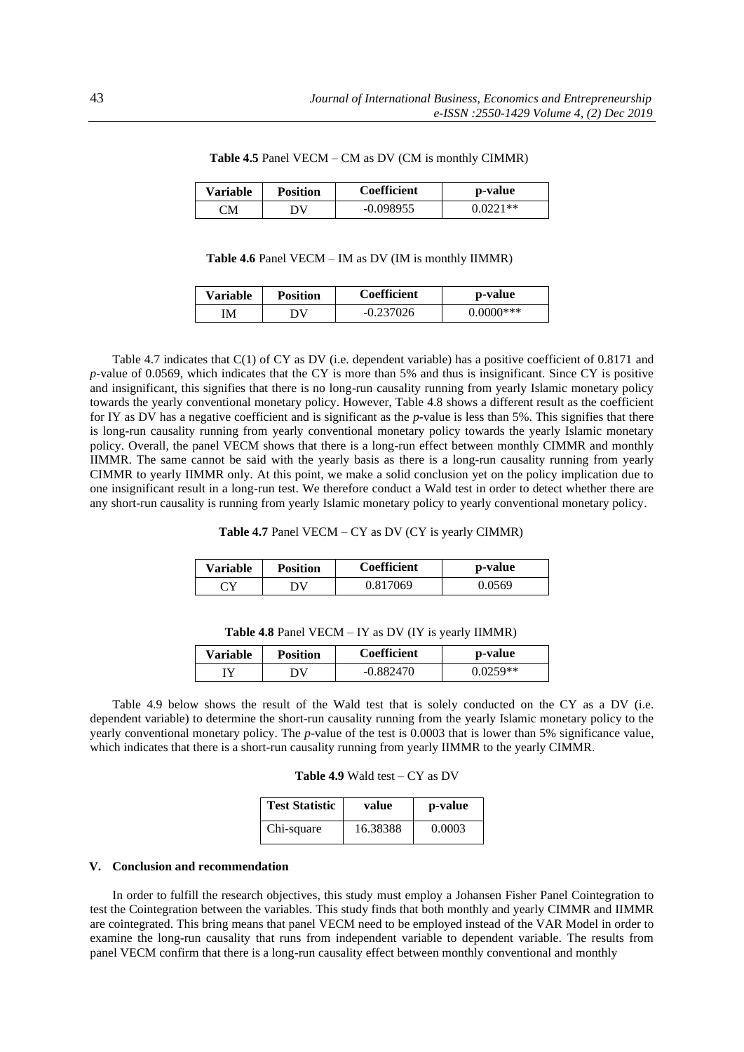**Table 4.5** Panel VECM – CM as DV (CM is monthly CIMMR)

| Variable | Position | Coefficient | p-value |
|---|---|---|---|
| CM | DV | -0.098955 | 0.0221** |

**Table 4.6** Panel VECM – IM as DV (IM is monthly IIMMR)

| Variable | Position | Coefficient | p-value |
|---|---|---|---|
| IM | DV | -0.237026 | 0.0000*** |

Table 4.7 indicates that C(1) of CY as DV (i.e. dependent variable) has a positive coefficient of 0.8171 and *p*-value of 0.0569, which indicates that the CY is more than 5% and thus is insignificant. Since CY is positive and insignificant, this signifies that there is no long-run causality running from yearly Islamic monetary policy towards the yearly conventional monetary policy. However, Table 4.8 shows a different result as the coefficient for IY as DV has a negative coefficient and is significant as the *p*-value is less than 5%. This signifies that there is long-run causality running from yearly conventional monetary policy towards the yearly Islamic monetary policy. Overall, the panel VECM shows that there is a long-run effect between monthly CIMMR and monthly IIMMR. The same cannot be said with the yearly basis as there is a long-run causality running from yearly CIMMR to yearly IIMMR only. At this point, we make a solid conclusion yet on the policy implication due to one insignificant result in a long-run test. We therefore conduct a Wald test in order to detect whether there are any short-run causality is running from yearly Islamic monetary policy to yearly conventional monetary policy.

**Table 4.7** Panel VECM – CY as DV (CY is yearly CIMMR)

| Variable | Position | Coefficient | p-value |
|---|---|---|---|
| CY | DV | 0.817069 | 0.0569 |

**Table 4.8** Panel VECM – IY as DV (IY is yearly IIMMR)

| Variable | Position | Coefficient | p-value |
|---|---|---|---|
| IY | DV | -0.882470 | 0.0259** |

Table 4.9 below shows the result of the Wald test that is solely conducted on the CY as a DV (i.e. dependent variable) to determine the short-run causality running from the yearly Islamic monetary policy to the yearly conventional monetary policy. The *p*-value of the test is 0.0003 that is lower than 5% significance value, which indicates that there is a short-run causality running from yearly IIMMR to the yearly CIMMR.

**Table 4.9** Wald test – CY as DV

| Test Statistic | value | p-value |
|---|---|---|
| Chi-square | 16.38388 | 0.0003 |

## V. Conclusion and recommendation

In order to fulfill the research objectives, this study must employ a Johansen Fisher Panel Cointegration to test the Cointegration between the variables. This study finds that both monthly and yearly CIMMR and IIMMR are cointegrated. This bring means that panel VECM need to be employed instead of the VAR Model in order to examine the long-run causality that runs from independent variable to dependent variable. The results from panel VECM confirm that there is a long-run causality effect between monthly conventional and monthly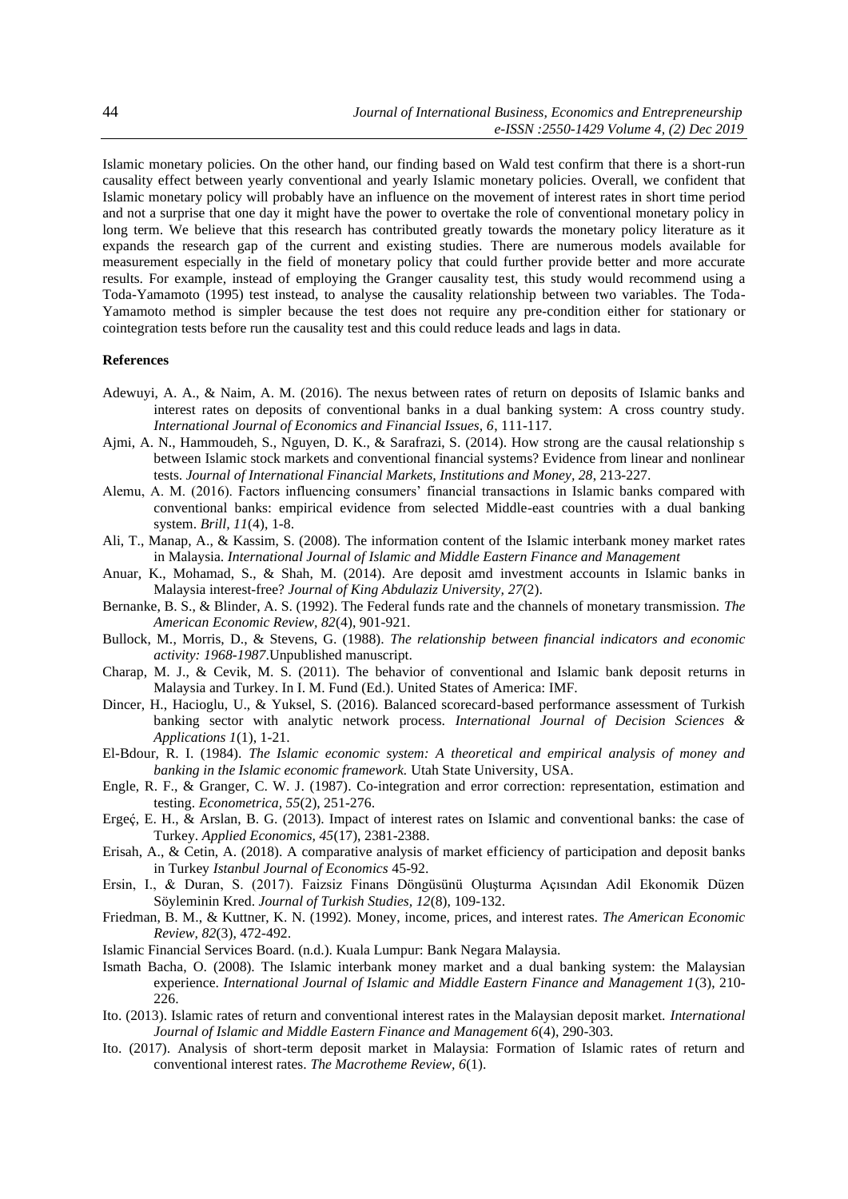Islamic monetary policies. On the other hand, our finding based on Wald test confirm that there is a short-run causality effect between yearly conventional and yearly Islamic monetary policies. Overall, we confident that Islamic monetary policy will probably have an influence on the movement of interest rates in short time period and not a surprise that one day it might have the power to overtake the role of conventional monetary policy in long term. We believe that this research has contributed greatly towards the monetary policy literature as it expands the research gap of the current and existing studies. There are numerous models available for measurement especially in the field of monetary policy that could further provide better and more accurate results. For example, instead of employing the Granger causality test, this study would recommend using a Toda-Yamamoto (1995) test instead, to analyse the causality relationship between two variables. The Toda-Yamamoto method is simpler because the test does not require any pre-condition either for stationary or cointegration tests before run the causality test and this could reduce leads and lags in data.

**References**

Adewuyi, A. A., & Naim, A. M. (2016). The nexus between rates of return on deposits of Islamic banks and interest rates on deposits of conventional banks in a dual banking system: A cross country study. *International Journal of Economics and Financial Issues, 6*, 111-117.

Ajmi, A. N., Hammoudeh, S., Nguyen, D. K., & Sarafrazi, S. (2014). How strong are the causal relationship s between Islamic stock markets and conventional financial systems? Evidence from linear and nonlinear tests. *Journal of International Financial Markets, Institutions and Money, 28*, 213-227.

Alemu, A. M. (2016). Factors influencing consumers' financial transactions in Islamic banks compared with conventional banks: empirical evidence from selected Middle-east countries with a dual banking system. *Brill, 11*(4), 1-8.

Ali, T., Manap, A., & Kassim, S. (2008). The information content of the Islamic interbank money market rates in Malaysia. *International Journal of Islamic and Middle Eastern Finance and Management*

Anuar, K., Mohamad, S., & Shah, M. (2014). Are deposit amd investment accounts in Islamic banks in Malaysia interest-free? *Journal of King Abdulaziz University, 27*(2).

Bernanke, B. S., & Blinder, A. S. (1992). The Federal funds rate and the channels of monetary transmission. *The American Economic Review, 82*(4), 901-921.

Bullock, M., Morris, D., & Stevens, G. (1988). *The relationship between financial indicators and economic activity: 1968-1987*.Unpublished manuscript.

Charap, M. J., & Cevik, M. S. (2011). The behavior of conventional and Islamic bank deposit returns in Malaysia and Turkey. In I. M. Fund (Ed.). United States of America: IMF.

Dincer, H., Hacioglu, U., & Yuksel, S. (2016). Balanced scorecard-based performance assessment of Turkish banking sector with analytic network process. *International Journal of Decision Sciences & Applications 1*(1), 1-21.

El-Bdour, R. I. (1984). *The Islamic economic system: A theoretical and empirical analysis of money and banking in the Islamic economic framework.* Utah State University, USA.

Engle, R. F., & Granger, C. W. J. (1987). Co-integration and error correction: representation, estimation and testing. *Econometrica, 55*(2), 251-276.

Ergeć, E. H., & Arslan, B. G. (2013). Impact of interest rates on Islamic and conventional banks: the case of Turkey. *Applied Economics, 45*(17), 2381-2388.

Erisah, A., & Cetin, A. (2018). A comparative analysis of market efficiency of participation and deposit banks in Turkey *Istanbul Journal of Economics* 45-92.

Ersin, I., & Duran, S. (2017). Faizsiz Finans Döngüsünü Oluşturma Açısından Adil Ekonomik Düzen Söyleminin Kred. *Journal of Turkish Studies, 12*(8), 109-132.

Friedman, B. M., & Kuttner, K. N. (1992). Money, income, prices, and interest rates. *The American Economic Review, 82*(3), 472-492.

Islamic Financial Services Board. (n.d.). Kuala Lumpur: Bank Negara Malaysia.

Ismath Bacha, O. (2008). The Islamic interbank money market and a dual banking system: the Malaysian experience. *International Journal of Islamic and Middle Eastern Finance and Management 1*(3), 210-226.

Ito. (2013). Islamic rates of return and conventional interest rates in the Malaysian deposit market. *International Journal of Islamic and Middle Eastern Finance and Management 6*(4), 290-303.

Ito. (2017). Analysis of short-term deposit market in Malaysia: Formation of Islamic rates of return and conventional interest rates. *The Macrotheme Review, 6*(1).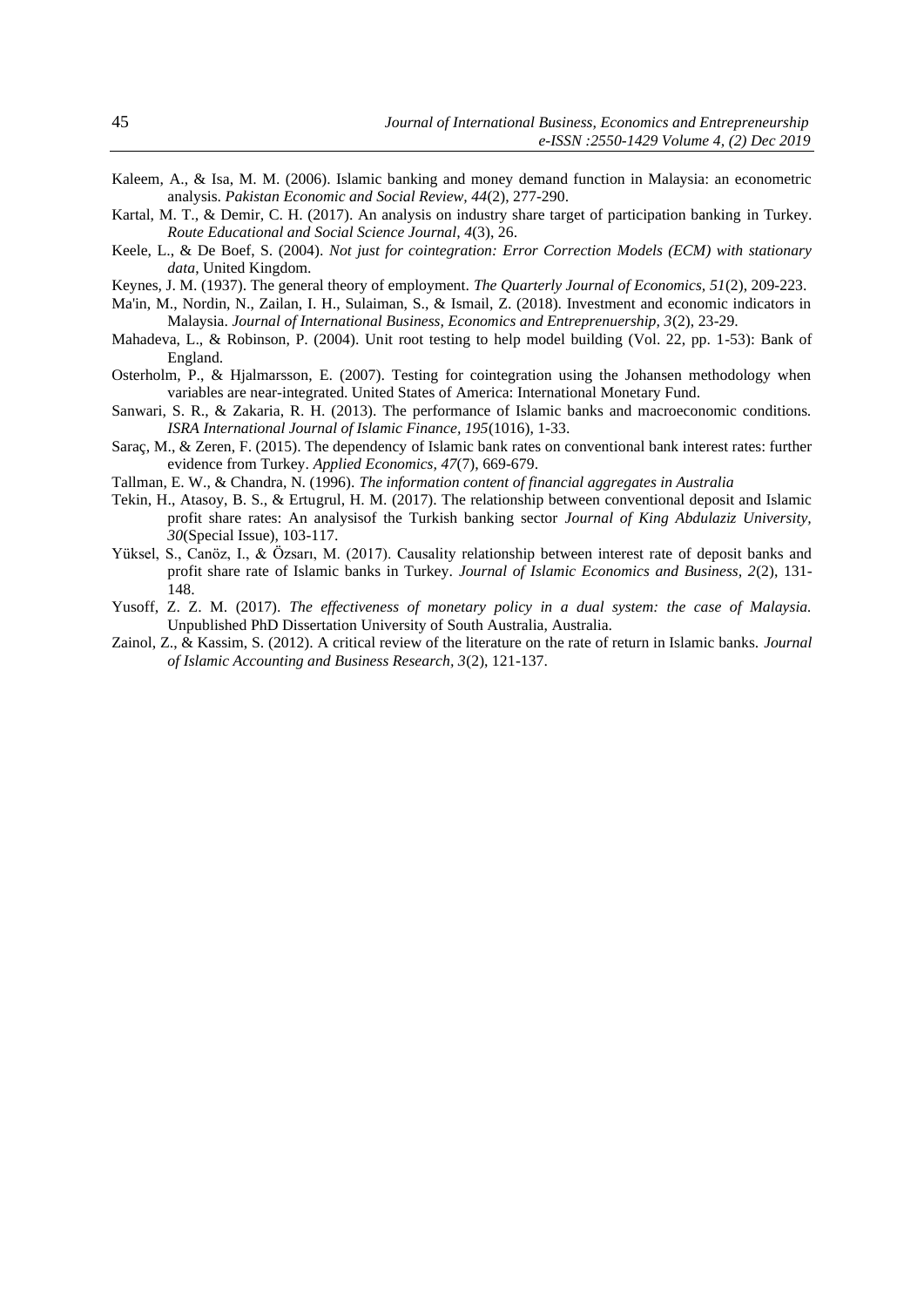Kaleem, A., & Isa, M. M. (2006). Islamic banking and money demand function in Malaysia: an econometric analysis. *Pakistan Economic and Social Review, 44*(2), 277-290.

Kartal, M. T., & Demir, C. H. (2017). An analysis on industry share target of participation banking in Turkey. *Route Educational and Social Science Journal, 4*(3), 26.

Keele, L., & De Boef, S. (2004). *Not just for cointegration: Error Correction Models (ECM) with stationary data*, United Kingdom.

Keynes, J. M. (1937). The general theory of employment. *The Quarterly Journal of Economics, 51*(2), 209-223.

Ma'in, M., Nordin, N., Zailan, I. H., Sulaiman, S., & Ismail, Z. (2018). Investment and economic indicators in Malaysia. *Journal of International Business, Economics and Entreprenuership, 3*(2), 23-29.

Mahadeva, L., & Robinson, P. (2004). Unit root testing to help model building (Vol. 22, pp. 1-53): Bank of England.

Osterholm, P., & Hjalmarsson, E. (2007). Testing for cointegration using the Johansen methodology when variables are near-integrated. United States of America: International Monetary Fund.

Sanwari, S. R., & Zakaria, R. H. (2013). The performance of Islamic banks and macroeconomic conditions. *ISRA International Journal of Islamic Finance, 195*(1016), 1-33.

Saraç, M., & Zeren, F. (2015). The dependency of Islamic bank rates on conventional bank interest rates: further evidence from Turkey. *Applied Economics, 47*(7), 669-679.

Tallman, E. W., & Chandra, N. (1996). *The information content of financial aggregates in Australia*

Tekin, H., Atasoy, B. S., & Ertugrul, H. M. (2017). The relationship between conventional deposit and Islamic profit share rates: An analysisof the Turkish banking sector *Journal of King Abdulaziz University, 30*(Special Issue), 103-117.

Yüksel, S., Canöz, I., & Özsarı, M. (2017). Causality relationship between interest rate of deposit banks and profit share rate of Islamic banks in Turkey. *Journal of Islamic Economics and Business, 2*(2), 131-148.

Yusoff, Z. Z. M. (2017). *The effectiveness of monetary policy in a dual system: the case of Malaysia.* Unpublished PhD Dissertation University of South Australia, Australia.

Zainol, Z., & Kassim, S. (2012). A critical review of the literature on the rate of return in Islamic banks. *Journal of Islamic Accounting and Business Research, 3*(2), 121-137.